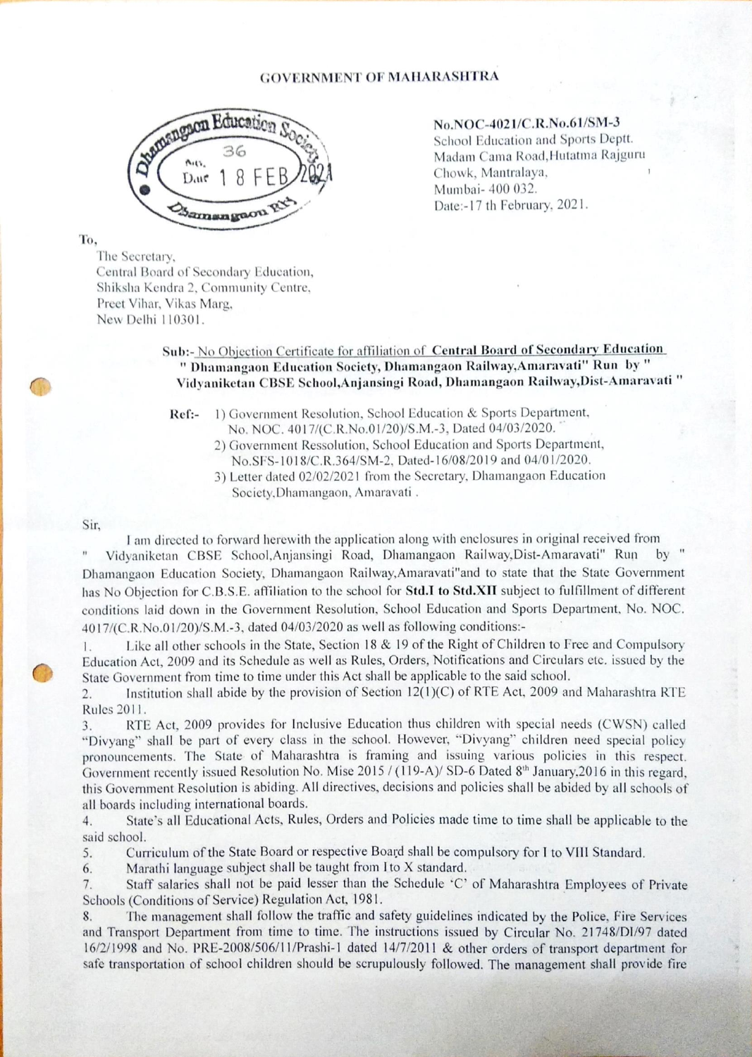GOVERNMENT OF MAHARASHTRA

Dhamangaon Education Society
No. 36
Date 18 FEB 2021
Dhamangaon Rly.

No.NOC-4021/C.R.No.61/SM-3
School Education and Sports Deptt.
Madam Cama Road,Hutatma Rajguru Chowk, Mantralaya,
Mumbai- 400 032.
Date:-17 th February, 2021.

To,
The Secretary,
Central Board of Secondary Education,
Shiksha Kendra 2, Community Centre,
Preet Vihar, Vikas Marg,
New Delhi 110301.

**Sub:-** No Objection Certificate for affiliation of **Central Board of Secondary Education " Dhamangaon Education Society, Dhamangaon Railway,Amaravati" Run by " Vidyaniketan CBSE School,Anjansingi Road, Dhamangaon Railway,Dist-Amaravati "**

**Ref:-**
1) Government Resolution, School Education & Sports Department, No. NOC. 4017/(C.R.No.01/20)/S.M.-3, Dated 04/03/2020.
2) Government Ressolution, School Education and Sports Department, No.SFS-1018/C.R.364/SM-2, Dated-16/08/2019 and 04/01/2020.
3) Letter dated 02/02/2021 from the Secretary, Dhamangaon Education Society,Dhamangaon, Amaravati .

Sir,

I am directed to forward herewith the application along with enclosures in original received from " Vidyaniketan CBSE School,Anjansingi Road, Dhamangaon Railway,Dist-Amaravati" Run by " Dhamangaon Education Society, Dhamangaon Railway,Amaravati"and to state that the State Government has No Objection for C.B.S.E. affiliation to the school for **Std.I to Std.XII** subject to fulfillment of different conditions laid down in the Government Resolution, School Education and Sports Department, No. NOC. 4017/(C.R.No.01/20)/S.M.-3, dated 04/03/2020 as well as following conditions:-

1. Like all other schools in the State, Section 18 & 19 of the Right of Children to Free and Compulsory Education Act, 2009 and its Schedule as well as Rules, Orders, Notifications and Circulars etc. issued by the State Government from time to time under this Act shall be applicable to the said school.
2. Institution shall abide by the provision of Section 12(1)(C) of RTE Act, 2009 and Maharashtra RTE Rules 2011.
3. RTE Act, 2009 provides for Inclusive Education thus children with special needs (CWSN) called "Divyang" shall be part of every class in the school. However, "Divyang" children need special policy pronouncements. The State of Maharashtra is framing and issuing various policies in this respect. Government recently issued Resolution No. Mise 2015 / (119-A)/ SD-6 Dated 8th January,2016 in this regard, this Government Resolution is abiding. All directives, decisions and policies shall be abided by all schools of all boards including international boards.
4. State's all Educational Acts, Rules, Orders and Policies made time to time shall be applicable to the said school.
5. Curriculum of the State Board or respective Board shall be compulsory for I to VIII Standard.
6. Marathi language subject shall be taught from I to X standard.
7. Staff salaries shall not be paid lesser than the Schedule 'C' of Maharashtra Employees of Private Schools (Conditions of Service) Regulation Act, 1981.
8. The management shall follow the traffic and safety guidelines indicated by the Police, Fire Services and Transport Department from time to time. The instructions issued by Circular No. 21748/DI/97 dated 16/2/1998 and No. PRE-2008/506/11/Prashi-1 dated 14/7/2011 & other orders of transport department for safe transportation of school children should be scrupulously followed. The management shall provide fire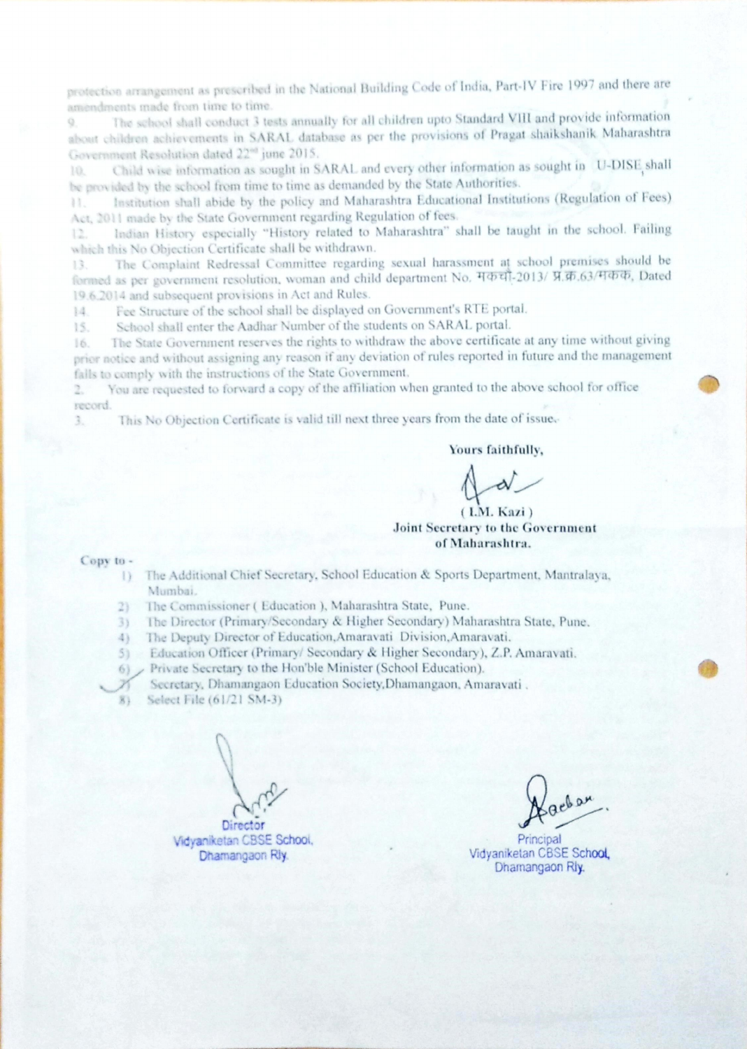protection arrangement as prescribed in the National Building Code of India, Part-IV Fire 1997 and there are amendments made from time to time.

9. The school shall conduct 3 tests annually for all children upto Standard VIII and provide information about children achievements in SARAL database as per the provisions of Pragat shaikshanik Maharashtra Government Resolution dated 22nd june 2015.

10. Child wise information as sought in SARAL and every other information as sought in U-DISE shall be provided by the school from time to time as demanded by the State Authorities.

11. Institution shall abide by the policy and Maharashtra Educational Institutions (Regulation of Fees) Act, 2011 made by the State Government regarding Regulation of fees.

12. Indian History especially "History related to Maharashtra" shall be taught in the school. Failing which this No Objection Certificate shall be withdrawn.

13. The Complaint Redressal Committee regarding sexual harassment at school premises should be formed as per government resolution, woman and child department No. मकचो-2013/ प्र.क्र.63/मकक, Dated 19.6.2014 and subsequent provisions in Act and Rules.

14. Fee Structure of the school shall be displayed on Government's RTE portal.

15. School shall enter the Aadhar Number of the students on SARAL portal.

16. The State Government reserves the rights to withdraw the above certificate at any time without giving prior notice and without assigning any reason if any deviation of rules reported in future and the management fails to comply with the instructions of the State Government.

2. You are requested to forward a copy of the affiliation when granted to the above school for office record.

3. This No Objection Certificate is valid till next three years from the date of issue.

**Yours faithfully,**

( I.M. Kazi )
**Joint Secretary to the Government of Maharashtra.**

**Copy to -**

1) The Additional Chief Secretary, School Education & Sports Department, Mantralaya, Mumbai.
2) The Commissioner ( Education ), Maharashtra State, Pune.
3) The Director (Primary/Secondary & Higher Secondary) Maharashtra State, Pune.
4) The Deputy Director of Education, Amaravati Division, Amaravati.
5) Education Officer (Primary/ Secondary & Higher Secondary), Z.P. Amaravati.
6) Private Secretary to the Hon'ble Minister (School Education).
7) Secretary, Dhamangaon Education Society, Dhamangaon, Amaravati .
8) Select File (61/21 SM-3)

Director
Vidyaniketan CBSE School,
Dhamangaon Rly.

Principal
Vidyaniketan CBSE School,
Dhamangaon Rly.